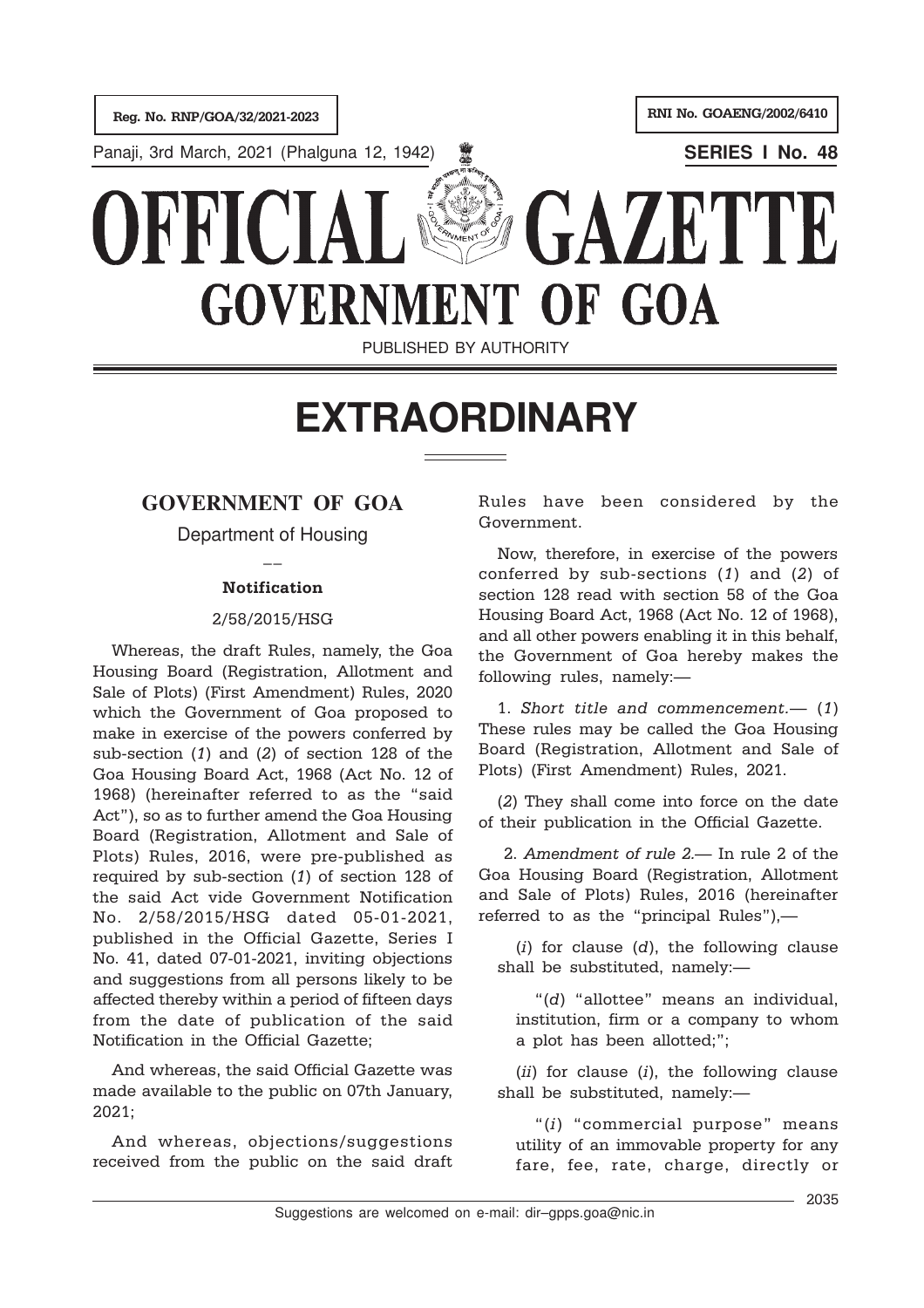Reg. No. RNP/GOA/32/2021-2023

RNI No. GOAENG/2002/6410

Panaji, 3rd March, 2021 (Phalguna 12, 1942)

**SERIES I No. 48**

# OFFICIAL GAZETTE
# GOVERNMENT OF GOA

PUBLISHED BY AUTHORITY

# EXTRAORDINARY

## GOVERNMENT OF GOA

Department of Housing

**Notification**

2/58/2015/HSG

Whereas, the draft Rules, namely, the Goa Housing Board (Registration, Allotment and Sale of Plots) (First Amendment) Rules, 2020 which the Government of Goa proposed to make in exercise of the powers conferred by sub-section (*1*) and (*2*) of section 128 of the Goa Housing Board Act, 1968 (Act No. 12 of 1968) (hereinafter referred to as the "said Act"), so as to further amend the Goa Housing Board (Registration, Allotment and Sale of Plots) Rules, 2016, were pre-published as required by sub-section (*1*) of section 128 of the said Act vide Government Notification No. 2/58/2015/HSG dated 05-01-2021, published in the Official Gazette, Series I No. 41, dated 07-01-2021, inviting objections and suggestions from all persons likely to be affected thereby within a period of fifteen days from the date of publication of the said Notification in the Official Gazette;

And whereas, the said Official Gazette was made available to the public on 07th January, 2021;

And whereas, objections/suggestions received from the public on the said draft Rules have been considered by the Government.

Now, therefore, in exercise of the powers conferred by sub-sections (*1*) and (*2*) of section 128 read with section 58 of the Goa Housing Board Act, 1968 (Act No. 12 of 1968), and all other powers enabling it in this behalf, the Government of Goa hereby makes the following rules, namely:—

1. *Short title and commencement.*— (*1*) These rules may be called the Goa Housing Board (Registration, Allotment and Sale of Plots) (First Amendment) Rules, 2021.

(*2*) They shall come into force on the date of their publication in the Official Gazette.

2. *Amendment of rule 2.*— In rule 2 of the Goa Housing Board (Registration, Allotment and Sale of Plots) Rules, 2016 (hereinafter referred to as the "principal Rules"),—

(*i*) for clause (*d*), the following clause shall be substituted, namely:—

"(*d*) "allottee" means an individual, institution, firm or a company to whom a plot has been allotted;";

(*ii*) for clause (*i*), the following clause shall be substituted, namely:—

"(*i*) "commercial purpose" means utility of an immovable property for any fare, fee, rate, charge, directly or

Suggestions are welcomed on e-mail: dir–gpps.goa@nic.in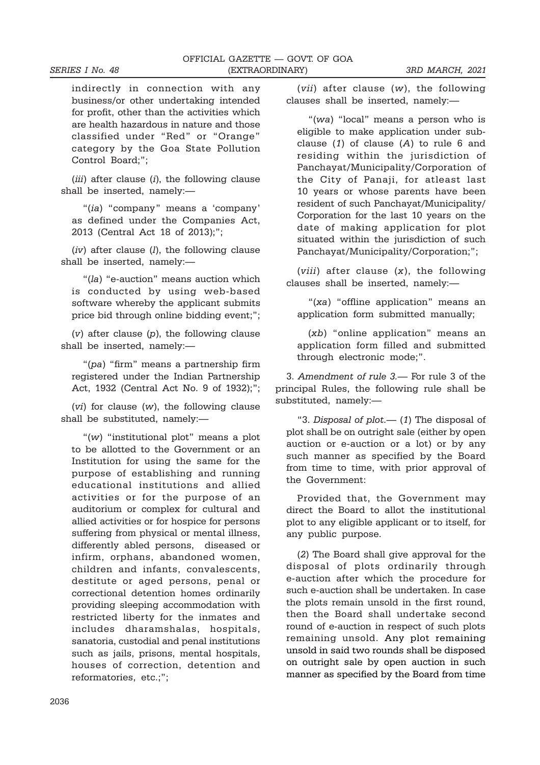indirectly in connection with any business/other undertaking intended for profit, other than the activities which are health hazardous in nature and those classified under "Red" or "Orange" category by the Goa State Pollution Control Board;";

(*iii*) after clause (*i*), the following clause shall be inserted, namely:—

"(*ia*) "company" means a 'company' as defined under the Companies Act, 2013 (Central Act 18 of 2013);";

(*iv*) after clause (*l*), the following clause shall be inserted, namely:—

"(*la*) "e-auction" means auction which is conducted by using web-based software whereby the applicant submits price bid through online bidding event;";

(*v*) after clause (*p*), the following clause shall be inserted, namely:—

"(*pa*) "firm" means a partnership firm registered under the Indian Partnership Act, 1932 (Central Act No. 9 of 1932);";

(*vi*) for clause (*w*), the following clause shall be substituted, namely:—

"(*w*) "institutional plot" means a plot to be allotted to the Government or an Institution for using the same for the purpose of establishing and running educational institutions and allied activities or for the purpose of an auditorium or complex for cultural and allied activities or for hospice for persons suffering from physical or mental illness, differently abled persons, diseased or infirm, orphans, abandoned women, children and infants, convalescents, destitute or aged persons, penal or correctional detention homes ordinarily providing sleeping accommodation with restricted liberty for the inmates and includes dharamshalas, hospitals, sanatoria, custodial and penal institutions such as jails, prisons, mental hospitals, houses of correction, detention and reformatories, etc.;";

(*vii*) after clause (*w*), the following clauses shall be inserted, namely:—

"(*wa*) "local" means a person who is eligible to make application under sub-clause (*1*) of clause (*A*) to rule 6 and residing within the jurisdiction of Panchayat/Municipality/Corporation of the City of Panaji, for atleast last 10 years or whose parents have been resident of such Panchayat/Municipality/ Corporation for the last 10 years on the date of making application for plot situated within the jurisdiction of such Panchayat/Municipality/Corporation;";

(*viii*) after clause (*x*), the following clauses shall be inserted, namely:—

"(*xa*) "offline application" means an application form submitted manually;

(*xb*) "online application" means an application form filled and submitted through electronic mode;".

3. *Amendment of rule 3.*— For rule 3 of the principal Rules, the following rule shall be substituted, namely:—

"3. *Disposal of plot.*— (*1*) The disposal of plot shall be on outright sale (either by open auction or e-auction or a lot) or by any such manner as specified by the Board from time to time, with prior approval of the Government:

Provided that, the Government may direct the Board to allot the institutional plot to any eligible applicant or to itself, for any public purpose.

(*2*) The Board shall give approval for the disposal of plots ordinarily through e-auction after which the procedure for such e-auction shall be undertaken. In case the plots remain unsold in the first round, then the Board shall undertake second round of e-auction in respect of such plots remaining unsold. Any plot remaining unsold in said two rounds shall be disposed on outright sale by open auction in such manner as specified by the Board from time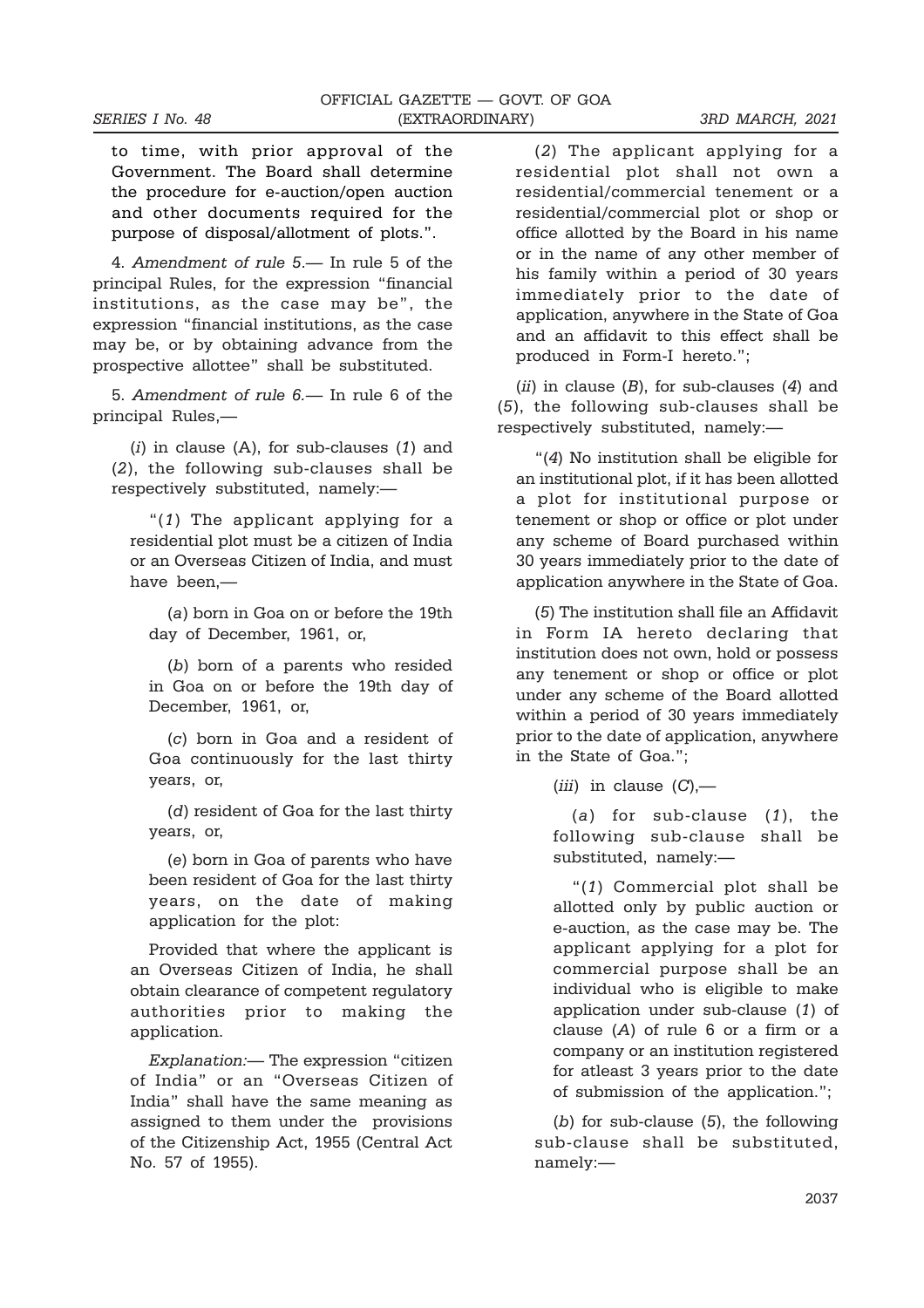to time, with prior approval of the Government. The Board shall determine the procedure for e-auction/open auction and other documents required for the purpose of disposal/allotment of plots.".

4. *Amendment of rule 5.*— In rule 5 of the principal Rules, for the expression "financial institutions, as the case may be", the expression "financial institutions, as the case may be, or by obtaining advance from the prospective allottee" shall be substituted.

5. *Amendment of rule 6.*— In rule 6 of the principal Rules,—

(*i*) in clause (A), for sub-clauses (*1*) and (*2*), the following sub-clauses shall be respectively substituted, namely:—

"(*1*) The applicant applying for a residential plot must be a citizen of India or an Overseas Citizen of India, and must have been,—

(*a*) born in Goa on or before the 19th day of December, 1961, or,

(*b*) born of a parents who resided in Goa on or before the 19th day of December, 1961, or,

(*c*) born in Goa and a resident of Goa continuously for the last thirty years, or,

(*d*) resident of Goa for the last thirty years, or,

(*e*) born in Goa of parents who have been resident of Goa for the last thirty years, on the date of making application for the plot:

Provided that where the applicant is an Overseas Citizen of India, he shall obtain clearance of competent regulatory authorities prior to making the application.

*Explanation:*— The expression "citizen of India" or an "Overseas Citizen of India" shall have the same meaning as assigned to them under the provisions of the Citizenship Act, 1955 (Central Act No. 57 of 1955).

(*2*) The applicant applying for a residential plot shall not own a residential/commercial tenement or a residential/commercial plot or shop or office allotted by the Board in his name or in the name of any other member of his family within a period of 30 years immediately prior to the date of application, anywhere in the State of Goa and an affidavit to this effect shall be produced in Form-I hereto.";

(*ii*) in clause (*B*), for sub-clauses (*4*) and (*5*), the following sub-clauses shall be respectively substituted, namely:—

"(*4*) No institution shall be eligible for an institutional plot, if it has been allotted a plot for institutional purpose or tenement or shop or office or plot under any scheme of Board purchased within 30 years immediately prior to the date of application anywhere in the State of Goa.

(*5*) The institution shall file an Affidavit in Form IA hereto declaring that institution does not own, hold or possess any tenement or shop or office or plot under any scheme of the Board allotted within a period of 30 years immediately prior to the date of application, anywhere in the State of Goa.";

(*iii*) in clause (*C*),—

(*a*) for sub-clause (*1*), the following sub-clause shall be substituted, namely:—

"(*1*) Commercial plot shall be allotted only by public auction or e-auction, as the case may be. The applicant applying for a plot for commercial purpose shall be an individual who is eligible to make application under sub-clause (*1*) of clause (*A*) of rule 6 or a firm or a company or an institution registered for atleast 3 years prior to the date of submission of the application.";

(*b*) for sub-clause (*5*), the following sub-clause shall be substituted, namely:—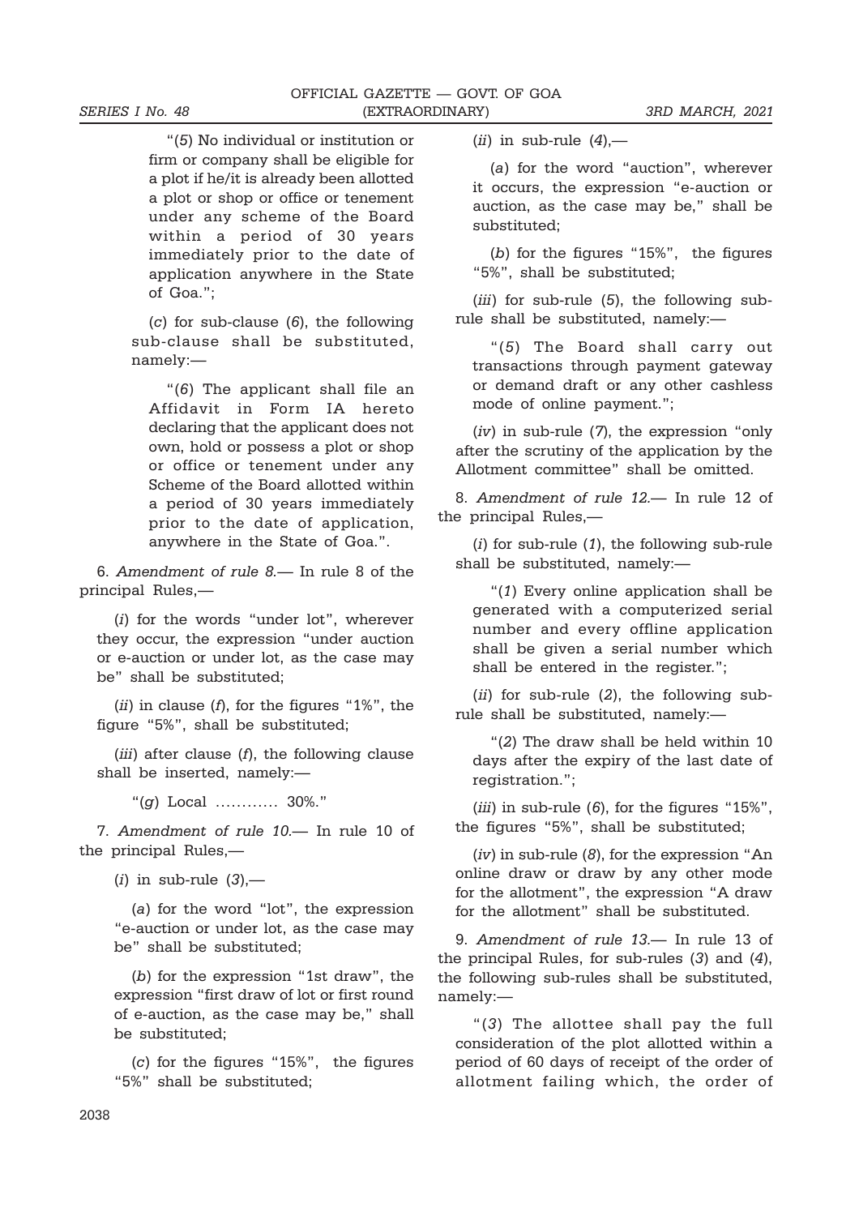"(*5*) No individual or institution or firm or company shall be eligible for a plot if he/it is already been allotted a plot or shop or office or tenement under any scheme of the Board within a period of 30 years immediately prior to the date of application anywhere in the State of Goa.";

(*c*) for sub-clause (*6*), the following sub-clause shall be substituted, namely:—

"(*6*) The applicant shall file an Affidavit in Form IA hereto declaring that the applicant does not own, hold or possess a plot or shop or office or tenement under any Scheme of the Board allotted within a period of 30 years immediately prior to the date of application, anywhere in the State of Goa.".

6. *Amendment of rule 8.*— In rule 8 of the principal Rules,—

(*i*) for the words "under lot", wherever they occur, the expression "under auction or e-auction or under lot, as the case may be" shall be substituted;

(*ii*) in clause (*f*), for the figures "1%", the figure "5%", shall be substituted;

(*iii*) after clause (*f*), the following clause shall be inserted, namely:—

"(*g*) Local ………… 30%."

7. *Amendment of rule 10.*— In rule 10 of the principal Rules,—

(*i*) in sub-rule (*3*),—

(*a*) for the word "lot", the expression "e-auction or under lot, as the case may be" shall be substituted;

(*b*) for the expression "1st draw", the expression "first draw of lot or first round of e-auction, as the case may be," shall be substituted;

(*c*) for the figures "15%", the figures "5%" shall be substituted;

(*ii*) in sub-rule (*4*),—

(*a*) for the word "auction", wherever it occurs, the expression "e-auction or auction, as the case may be," shall be substituted;

(*b*) for the figures "15%", the figures "5%", shall be substituted;

(*iii*) for sub-rule (*5*), the following sub-rule shall be substituted, namely:—

"(*5*) The Board shall carry out transactions through payment gateway or demand draft or any other cashless mode of online payment.";

(*iv*) in sub-rule (*7*), the expression "only after the scrutiny of the application by the Allotment committee" shall be omitted.

8. *Amendment of rule 12.*— In rule 12 of the principal Rules,—

(*i*) for sub-rule (*1*), the following sub-rule shall be substituted, namely:—

"(*1*) Every online application shall be generated with a computerized serial number and every offline application shall be given a serial number which shall be entered in the register.";

(*ii*) for sub-rule (*2*), the following sub-rule shall be substituted, namely:—

"(*2*) The draw shall be held within 10 days after the expiry of the last date of registration.";

(*iii*) in sub-rule (*6*), for the figures "15%", the figures "5%", shall be substituted;

(*iv*) in sub-rule (*8*), for the expression "An online draw or draw by any other mode for the allotment", the expression "A draw for the allotment" shall be substituted.

9. *Amendment of rule 13.*— In rule 13 of the principal Rules, for sub-rules (*3*) and (*4*), the following sub-rules shall be substituted, namely:—

"(*3*) The allottee shall pay the full consideration of the plot allotted within a period of 60 days of receipt of the order of allotment failing which, the order of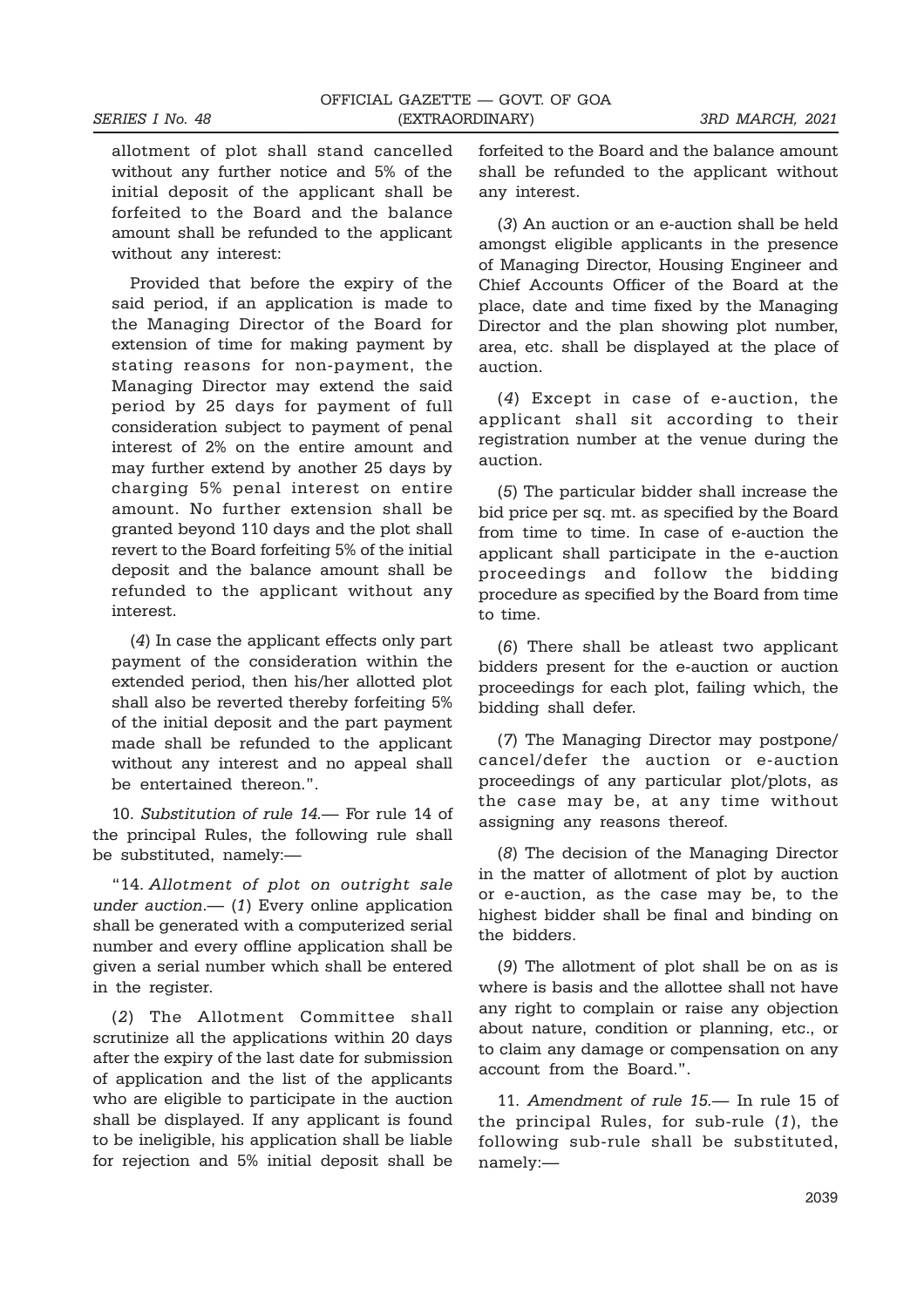allotment of plot shall stand cancelled without any further notice and 5% of the initial deposit of the applicant shall be forfeited to the Board and the balance amount shall be refunded to the applicant without any interest:

Provided that before the expiry of the said period, if an application is made to the Managing Director of the Board for extension of time for making payment by stating reasons for non-payment, the Managing Director may extend the said period by 25 days for payment of full consideration subject to payment of penal interest of 2% on the entire amount and may further extend by another 25 days by charging 5% penal interest on entire amount. No further extension shall be granted beyond 110 days and the plot shall revert to the Board forfeiting 5% of the initial deposit and the balance amount shall be refunded to the applicant without any interest.

(*4*) In case the applicant effects only part payment of the consideration within the extended period, then his/her allotted plot shall also be reverted thereby forfeiting 5% of the initial deposit and the part payment made shall be refunded to the applicant without any interest and no appeal shall be entertained thereon.".

10. *Substitution of rule 14.*— For rule 14 of the principal Rules, the following rule shall be substituted, namely:—

"14. *Allotment of plot on outright sale under auction.*— (*1*) Every online application shall be generated with a computerized serial number and every offline application shall be given a serial number which shall be entered in the register.

(*2*) The Allotment Committee shall scrutinize all the applications within 20 days after the expiry of the last date for submission of application and the list of the applicants who are eligible to participate in the auction shall be displayed. If any applicant is found to be ineligible, his application shall be liable for rejection and 5% initial deposit shall be forfeited to the Board and the balance amount shall be refunded to the applicant without any interest.

(*3*) An auction or an e-auction shall be held amongst eligible applicants in the presence of Managing Director, Housing Engineer and Chief Accounts Officer of the Board at the place, date and time fixed by the Managing Director and the plan showing plot number, area, etc. shall be displayed at the place of auction.

(*4*) Except in case of e-auction, the applicant shall sit according to their registration number at the venue during the auction.

(*5*) The particular bidder shall increase the bid price per sq. mt. as specified by the Board from time to time. In case of e-auction the applicant shall participate in the e-auction proceedings and follow the bidding procedure as specified by the Board from time to time.

(*6*) There shall be atleast two applicant bidders present for the e-auction or auction proceedings for each plot, failing which, the bidding shall defer.

(*7*) The Managing Director may postpone/ cancel/defer the auction or e-auction proceedings of any particular plot/plots, as the case may be, at any time without assigning any reasons thereof.

(*8*) The decision of the Managing Director in the matter of allotment of plot by auction or e-auction, as the case may be, to the highest bidder shall be final and binding on the bidders.

(*9*) The allotment of plot shall be on as is where is basis and the allottee shall not have any right to complain or raise any objection about nature, condition or planning, etc., or to claim any damage or compensation on any account from the Board.".

11. *Amendment of rule 15.*— In rule 15 of the principal Rules, for sub-rule (*1*), the following sub-rule shall be substituted, namely:—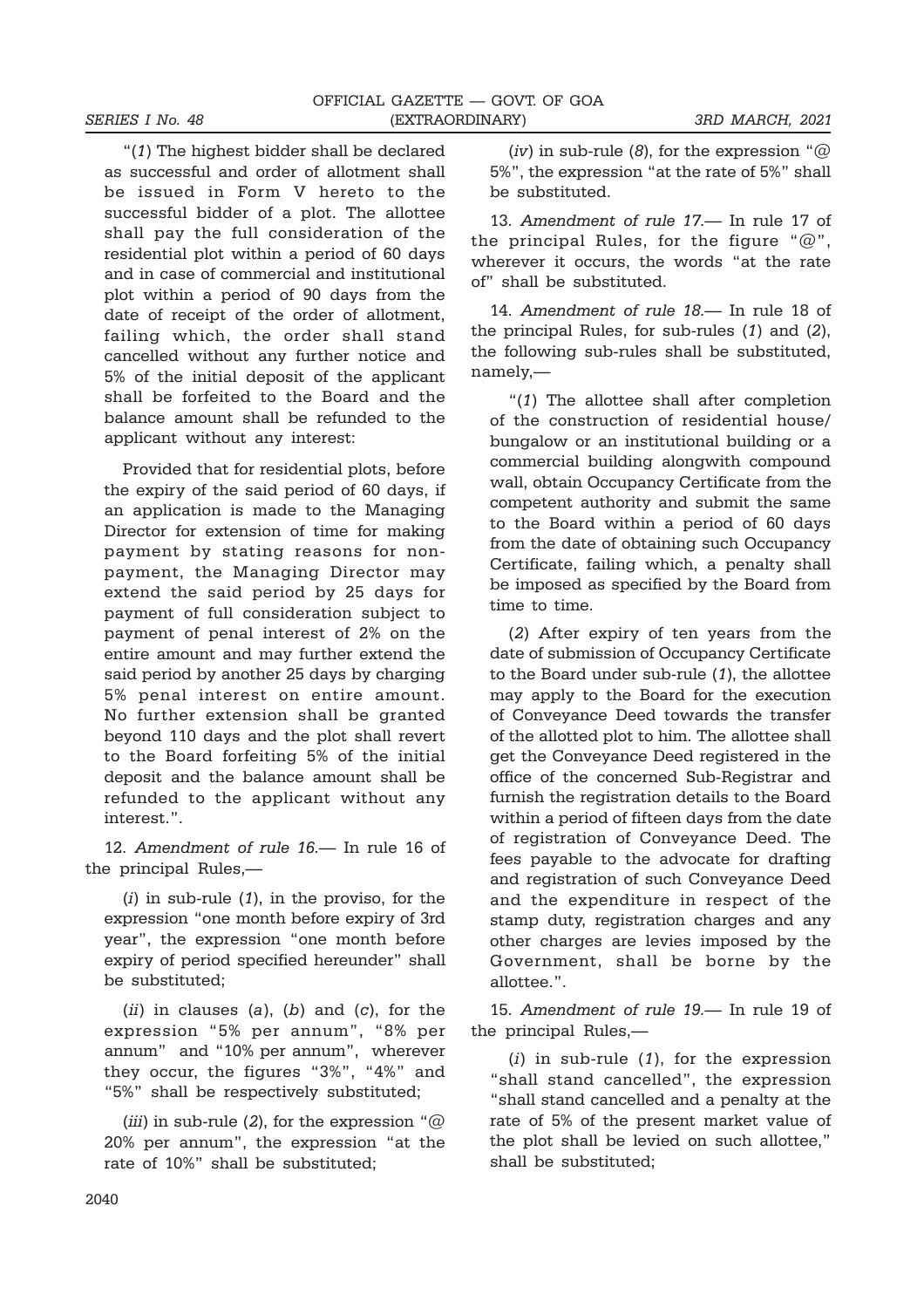"(*1*) The highest bidder shall be declared as successful and order of allotment shall be issued in Form V hereto to the successful bidder of a plot. The allottee shall pay the full consideration of the residential plot within a period of 60 days and in case of commercial and institutional plot within a period of 90 days from the date of receipt of the order of allotment, failing which, the order shall stand cancelled without any further notice and 5% of the initial deposit of the applicant shall be forfeited to the Board and the balance amount shall be refunded to the applicant without any interest:

Provided that for residential plots, before the expiry of the said period of 60 days, if an application is made to the Managing Director for extension of time for making payment by stating reasons for non-payment, the Managing Director may extend the said period by 25 days for payment of full consideration subject to payment of penal interest of 2% on the entire amount and may further extend the said period by another 25 days by charging 5% penal interest on entire amount. No further extension shall be granted beyond 110 days and the plot shall revert to the Board forfeiting 5% of the initial deposit and the balance amount shall be refunded to the applicant without any interest.".

12. *Amendment of rule 16.*— In rule 16 of the principal Rules,—

(*i*) in sub-rule (*1*), in the proviso, for the expression "one month before expiry of 3rd year", the expression "one month before expiry of period specified hereunder" shall be substituted;

(*ii*) in clauses (*a*), (*b*) and (*c*), for the expression "5% per annum", "8% per annum" and "10% per annum", wherever they occur, the figures "3%", "4%" and "5%" shall be respectively substituted;

(*iii*) in sub-rule (*2*), for the expression "@ 20% per annum", the expression "at the rate of 10%" shall be substituted;

(*iv*) in sub-rule (*8*), for the expression "@ 5%", the expression "at the rate of 5%" shall be substituted.

13. *Amendment of rule 17.*— In rule 17 of the principal Rules, for the figure "@", wherever it occurs, the words "at the rate of" shall be substituted.

14. *Amendment of rule 18.*— In rule 18 of the principal Rules, for sub-rules (*1*) and (*2*), the following sub-rules shall be substituted, namely,—

"(*1*) The allottee shall after completion of the construction of residential house/bungalow or an institutional building or a commercial building alongwith compound wall, obtain Occupancy Certificate from the competent authority and submit the same to the Board within a period of 60 days from the date of obtaining such Occupancy Certificate, failing which, a penalty shall be imposed as specified by the Board from time to time.

(*2*) After expiry of ten years from the date of submission of Occupancy Certificate to the Board under sub-rule (*1*), the allottee may apply to the Board for the execution of Conveyance Deed towards the transfer of the allotted plot to him. The allottee shall get the Conveyance Deed registered in the office of the concerned Sub-Registrar and furnish the registration details to the Board within a period of fifteen days from the date of registration of Conveyance Deed. The fees payable to the advocate for drafting and registration of such Conveyance Deed and the expenditure in respect of the stamp duty, registration charges and any other charges are levies imposed by the Government, shall be borne by the allottee.".

15. *Amendment of rule 19.*— In rule 19 of the principal Rules,—

(*i*) in sub-rule (*1*), for the expression "shall stand cancelled", the expression "shall stand cancelled and a penalty at the rate of 5% of the present market value of the plot shall be levied on such allottee," shall be substituted;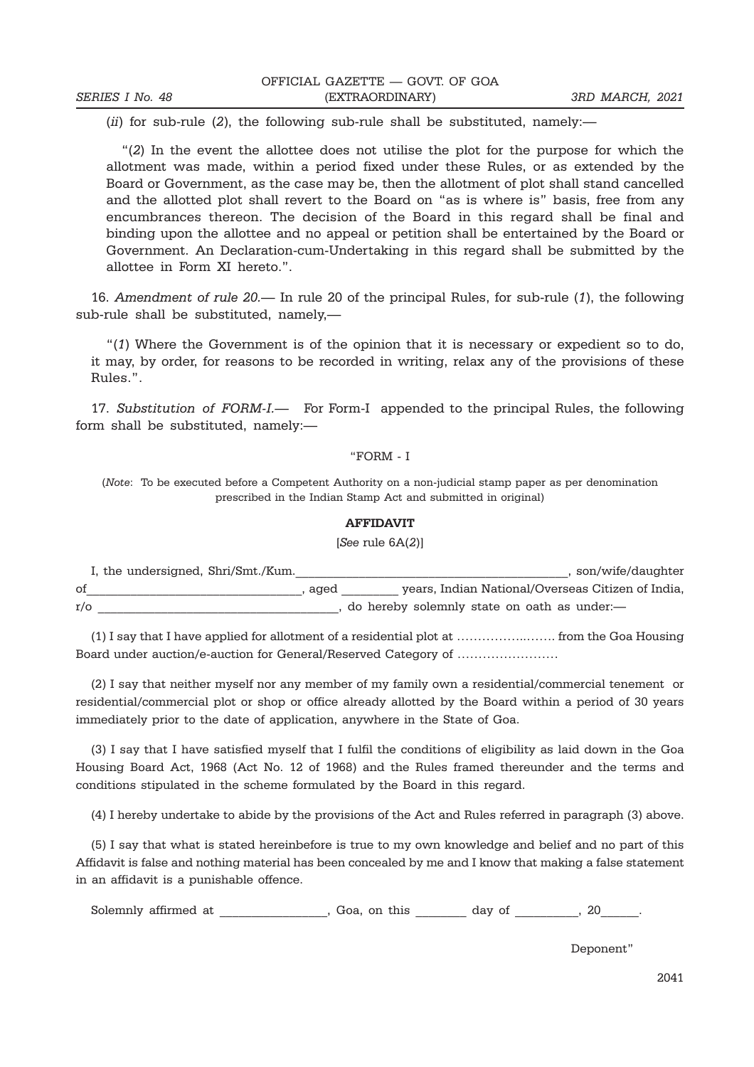(*ii*) for sub-rule (*2*), the following sub-rule shall be substituted, namely:—

> "(*2*) In the event the allottee does not utilise the plot for the purpose for which the allotment was made, within a period fixed under these Rules, or as extended by the Board or Government, as the case may be, then the allotment of plot shall stand cancelled and the allotted plot shall revert to the Board on "as is where is" basis, free from any encumbrances thereon. The decision of the Board in this regard shall be final and binding upon the allottee and no appeal or petition shall be entertained by the Board or Government. An Declaration-cum-Undertaking in this regard shall be submitted by the allottee in Form XI hereto.".

16. *Amendment of rule 20.*— In rule 20 of the principal Rules, for sub-rule (*1*), the following sub-rule shall be substituted, namely,—

> "(*1*) Where the Government is of the opinion that it is necessary or expedient so to do, it may, by order, for reasons to be recorded in writing, relax any of the provisions of these Rules.".

17. *Substitution of FORM-I.*— For Form-I appended to the principal Rules, the following form shall be substituted, namely:—

"FORM - I

(*Note*: To be executed before a Competent Authority on a non-judicial stamp paper as per denomination prescribed in the Indian Stamp Act and submitted in original)

**AFFIDAVIT**

[*See* rule 6A(*2*)]

I, the undersigned, Shri/Smt./Kum.____________________________________________, son/wife/daughter of__________________________________, aged _________ years, Indian National/Overseas Citizen of India, r/o ______________________________________, do hereby solemnly state on oath as under:—

(1) I say that I have applied for allotment of a residential plot at ……………..……. from the Goa Housing Board under auction/e-auction for General/Reserved Category of ……………………

(2) I say that neither myself nor any member of my family own a residential/commercial tenement or residential/commercial plot or shop or office already allotted by the Board within a period of 30 years immediately prior to the date of application, anywhere in the State of Goa.

(3) I say that I have satisfied myself that I fulfil the conditions of eligibility as laid down in the Goa Housing Board Act, 1968 (Act No. 12 of 1968) and the Rules framed thereunder and the terms and conditions stipulated in the scheme formulated by the Board in this regard.

(4) I hereby undertake to abide by the provisions of the Act and Rules referred in paragraph (3) above.

(5) I say that what is stated hereinbefore is true to my own knowledge and belief and no part of this Affidavit is false and nothing material has been concealed by me and I know that making a false statement in an affidavit is a punishable offence.

Solemnly affirmed at _________________, Goa, on this ________ day of __________, 20______.

Deponent"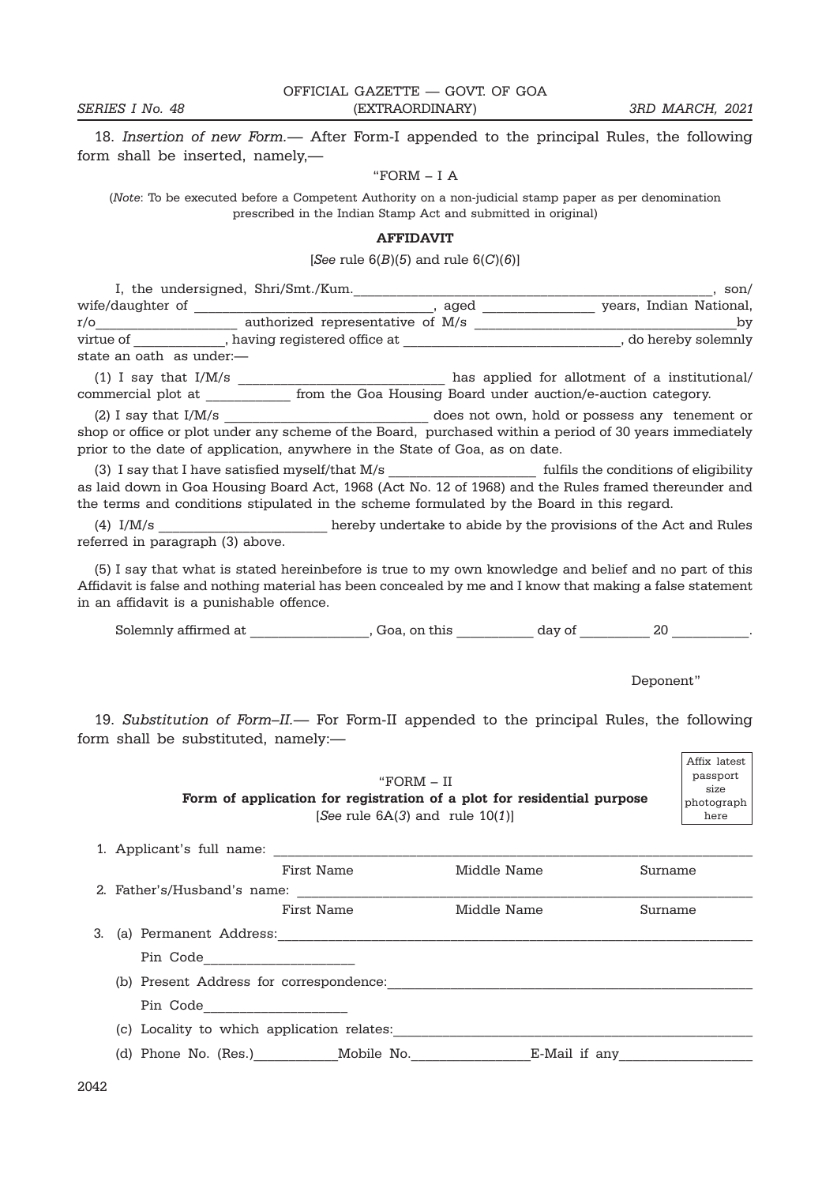18. *Insertion of new Form.*— After Form-I appended to the principal Rules, the following form shall be inserted, namely,—

"FORM – I A

(*Note*: To be executed before a Competent Authority on a non-judicial stamp paper as per denomination prescribed in the Indian Stamp Act and submitted in original)

**AFFIDAVIT**

[*See* rule 6(*B*)(*5*) and rule 6(*C*)(*6*)]

I, the undersigned, Shri/Smt./Kum.____________________________________________________, son/ wife/daughter of ________________________________, aged _______________ years, Indian National, r/o___________________ authorized representative of M/s ____________________________________by virtue of ____________, having registered office at ______________________________, do hereby solemnly state an oath as under:—

(1) I say that I/M/s ____________________________ has applied for allotment of a institutional/ commercial plot at ___________ from the Goa Housing Board under auction/e-auction category.

(2) I say that I/M/s ____________________________ does not own, hold or possess any tenement or shop or office or plot under any scheme of the Board, purchased within a period of 30 years immediately prior to the date of application, anywhere in the State of Goa, as on date.

(3) I say that I have satisfied myself/that M/s ____________________ fulfils the conditions of eligibility as laid down in Goa Housing Board Act, 1968 (Act No. 12 of 1968) and the Rules framed thereunder and the terms and conditions stipulated in the scheme formulated by the Board in this regard.

(4) I/M/s ________________________ hereby undertake to abide by the provisions of the Act and Rules referred in paragraph (3) above.

(5) I say that what is stated hereinbefore is true to my own knowledge and belief and no part of this Affidavit is false and nothing material has been concealed by me and I know that making a false statement in an affidavit is a punishable offence.

Solemnly affirmed at ________________, Goa, on this __________ day of _________ 20 __________.

Deponent"

19. *Substitution of Form–II.*— For Form-II appended to the principal Rules, the following form shall be substituted, namely:—

"FORM – II

**Form of application for registration of a plot for residential purpose**

[*See* rule 6A(*3*) and rule 10(*1*)]

Affix latest passport size photograph here

1. Applicant's full name: ______________________________________________________________

   First Name Middle Name Surname

2. Father's/Husband's name: ____________________________________________________________

   First Name Middle Name Surname

3. (a) Permanent Address:___________________________________________________________

   Pin Code_____________________

   (b) Present Address for correspondence:______________________________________________

   Pin Code____________________

   (c) Locality to which application relates:_______________________________________________

   (d) Phone No. (Res.)___________Mobile No.________________E-Mail if any__________________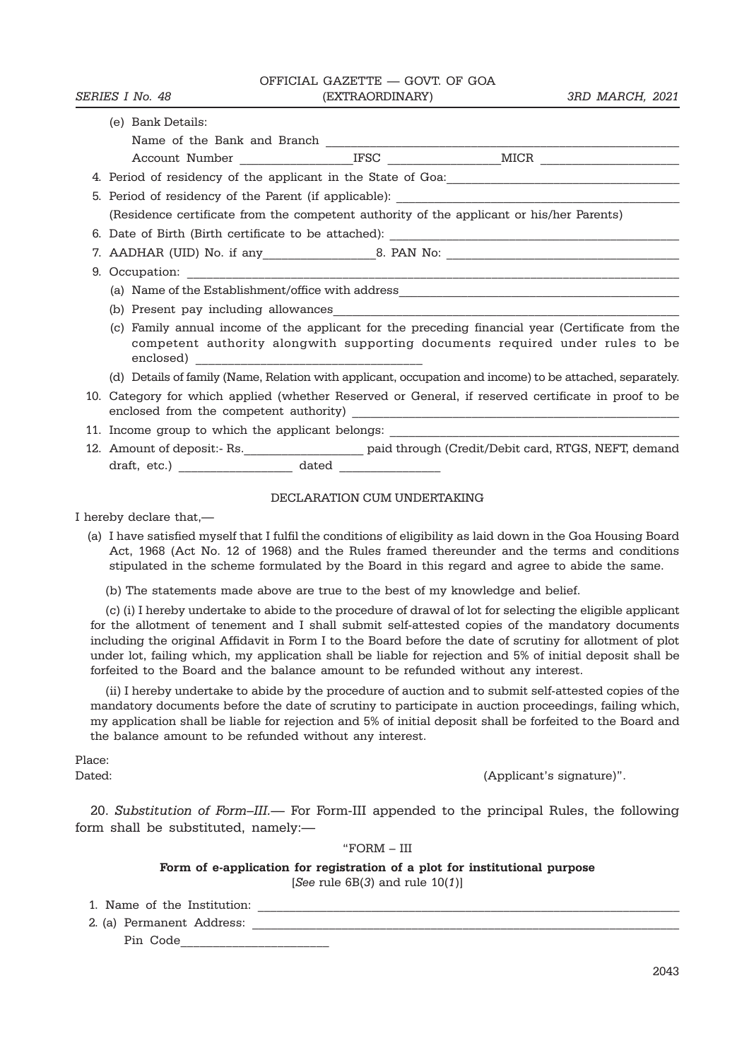(e) Bank Details:

Name of the Bank and Branch ____________________

Account Number ____________ IFSC ____________ MICR ____________

4. Period of residency of the applicant in the State of Goa: ____________________

5. Period of residency of the Parent (if applicable): ____________________

(Residence certificate from the competent authority of the applicant or his/her Parents)

6. Date of Birth (Birth certificate to be attached): ____________________

7. AADHAR (UID) No. if any ____________ 8. PAN No: ____________________

9. Occupation: ____________________

   (a) Name of the Establishment/office with address ____________________

   (b) Present pay including allowances ____________________

   (c) Family annual income of the applicant for the preceding financial year (Certificate from the competent authority alongwith supporting documents required under rules to be enclosed) ____________________

   (d) Details of family (Name, Relation with applicant, occupation and income) to be attached, separately.

10. Category for which applied (whether Reserved or General, if reserved certificate in proof to be enclosed from the competent authority) ____________________

11. Income group to which the applicant belongs: ____________________

12. Amount of deposit:- Rs. ____________ paid through (Credit/Debit card, RTGS, NEFT, demand draft, etc.) ____________ dated ____________

DECLARATION CUM UNDERTAKING

I hereby declare that,—

(a) I have satisfied myself that I fulfil the conditions of eligibility as laid down in the Goa Housing Board Act, 1968 (Act No. 12 of 1968) and the Rules framed thereunder and the terms and conditions stipulated in the scheme formulated by the Board in this regard and agree to abide the same.

(b) The statements made above are true to the best of my knowledge and belief.

(c) (i) I hereby undertake to abide to the procedure of drawal of lot for selecting the eligible applicant for the allotment of tenement and I shall submit self-attested copies of the mandatory documents including the original Affidavit in Form I to the Board before the date of scrutiny for allotment of plot under lot, failing which, my application shall be liable for rejection and 5% of initial deposit shall be forfeited to the Board and the balance amount to be refunded without any interest.

(ii) I hereby undertake to abide by the procedure of auction and to submit self-attested copies of the mandatory documents before the date of scrutiny to participate in auction proceedings, failing which, my application shall be liable for rejection and 5% of initial deposit shall be forfeited to the Board and the balance amount to be refunded without any interest.

Place:

Dated: (Applicant's signature)".

20. *Substitution of Form–III.*— For Form-III appended to the principal Rules, the following form shall be substituted, namely:—

"FORM – III

**Form of e-application for registration of a plot for institutional purpose**

[*See* rule 6B(*3*) and rule 10(*1*)]

1. Name of the Institution: ____________________

2. (a) Permanent Address: ____________________

   Pin Code ____________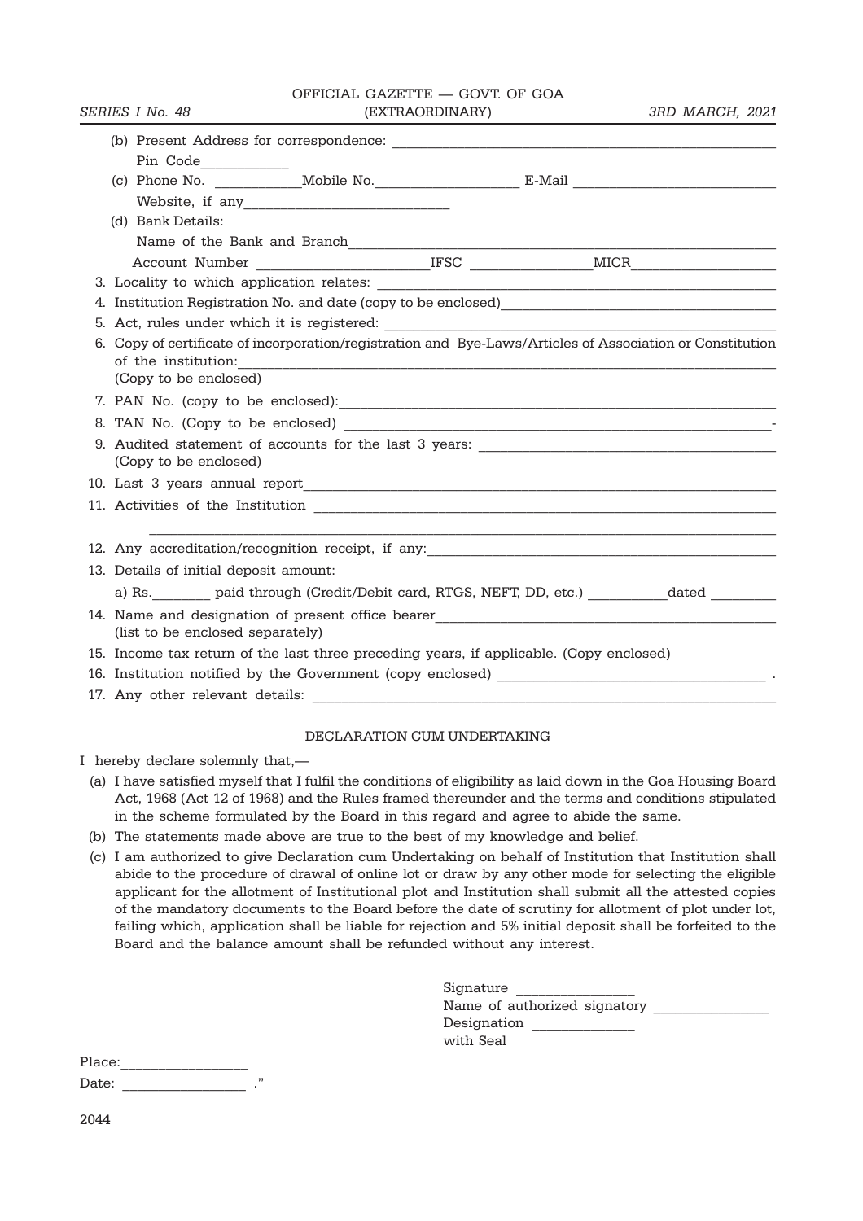(b) Present Address for correspondence: ______________________________
Pin Code____________

(c) Phone No. ____________Mobile No.____________________ E-Mail ____________________________

Website, if any____________________________

(d) Bank Details:

Name of the Bank and Branch______________________________________________

Account Number ________________________IFSC ________________MICR____________________

3. Locality to which application relates: ______________________________________________

4. Institution Registration No. and date (copy to be enclosed)____________________________________

5. Act, rules under which it is registered: ______________________________________________

6. Copy of certificate of incorporation/registration and Bye-Laws/Articles of Association or Constitution of the institution:______________________________________________
(Copy to be enclosed)

7. PAN No. (copy to be enclosed):______________________________________________

8. TAN No. (Copy to be enclosed) ______________________________________________-

9. Audited statement of accounts for the last 3 years: ________________________________________
(Copy to be enclosed)

10. Last 3 years annual report______________________________________________

11. Activities of the Institution ______________________________________________
______________________________________________

12. Any accreditation/recognition receipt, if any:______________________________________________

13. Details of initial deposit amount:

a) Rs.________ paid through (Credit/Debit card, RTGS, NEFT, DD, etc.) ___________dated _________

14. Name and designation of present office bearer______________________________________________
(list to be enclosed separately)

15. Income tax return of the last three preceding years, if applicable. (Copy enclosed)

16. Institution notified by the Government (copy enclosed) ____________________________________ .

17. Any other relevant details: ______________________________________________

DECLARATION CUM UNDERTAKING

I hereby declare solemnly that,—

(a) I have satisfied myself that I fulfil the conditions of eligibility as laid down in the Goa Housing Board Act, 1968 (Act 12 of 1968) and the Rules framed thereunder and the terms and conditions stipulated in the scheme formulated by the Board in this regard and agree to abide the same.

(b) The statements made above are true to the best of my knowledge and belief.

(c) I am authorized to give Declaration cum Undertaking on behalf of Institution that Institution shall abide to the procedure of drawal of online lot or draw by any other mode for selecting the eligible applicant for the allotment of Institutional plot and Institution shall submit all the attested copies of the mandatory documents to the Board before the date of scrutiny for allotment of plot under lot, failing which, application shall be liable for rejection and 5% initial deposit shall be forfeited to the Board and the balance amount shall be refunded without any interest.

Signature ________________
Name of authorized signatory ________________
Designation ______________
with Seal

Place:_________________

Date: _________________ ."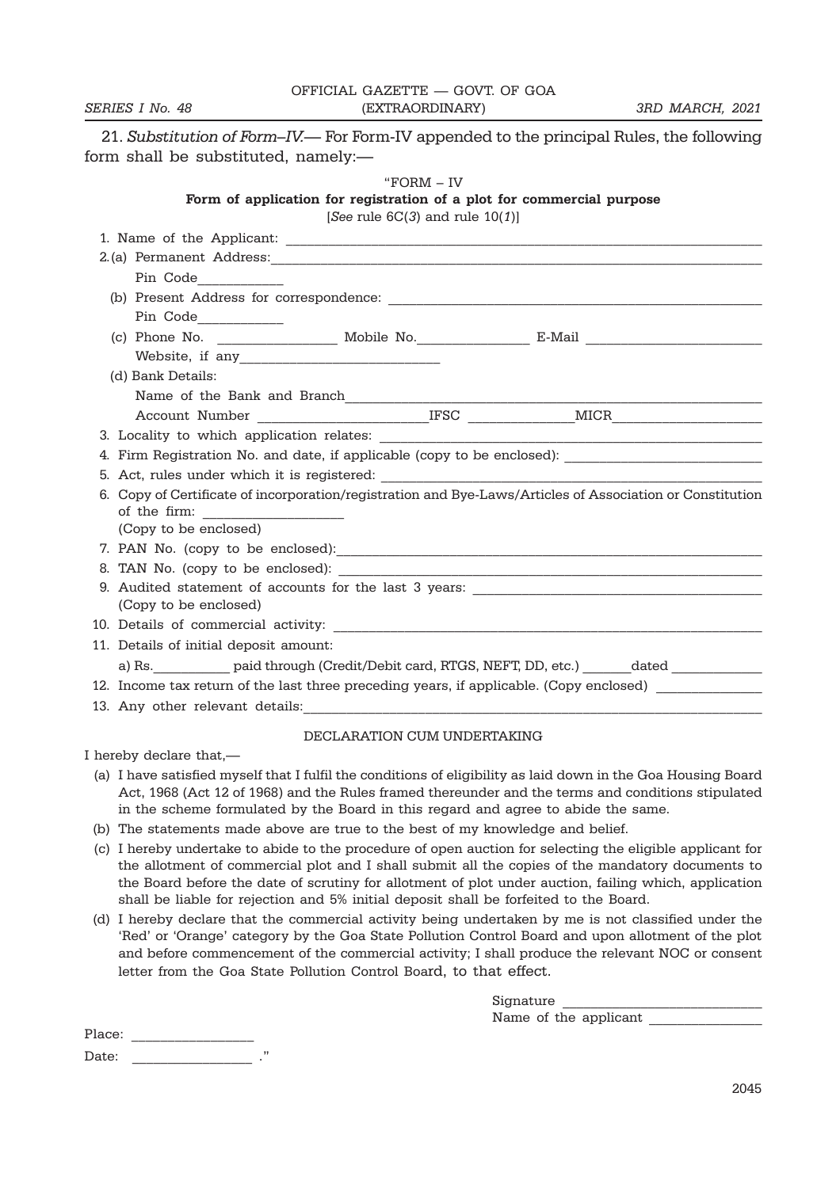21. *Substitution of Form–IV.*— For Form-IV appended to the principal Rules, the following form shall be substituted, namely:—

"FORM – IV

**Form of application for registration of a plot for commercial purpose**

[*See* rule 6C(*3*) and rule 10(*1*)]

1. Name of the Applicant: ______________________________

2. (a) Permanent Address: ______________________________

   Pin Code___________

   (b) Present Address for correspondence: ______________________________

   Pin Code___________

   (c) Phone No. _______________ Mobile No._______________ E-Mail _______________________

   Website, if any___________________________

   (d) Bank Details:

   Name of the Bank and Branch______________________________

   Account Number ______________________IFSC ______________MICR____________________

3. Locality to which application relates: ______________________________

4. Firm Registration No. and date, if applicable (copy to be enclosed): ___________________________

5. Act, rules under which it is registered: ______________________________

6. Copy of Certificate of incorporation/registration and Bye-Laws/Articles of Association or Constitution of the firm: ____________________

   (Copy to be enclosed)

7. PAN No. (copy to be enclosed):______________________________

8. TAN No. (copy to be enclosed): ______________________________

9. Audited statement of accounts for the last 3 years: ________________________________________

   (Copy to be enclosed)

10. Details of commercial activity: ______________________________

11. Details of initial deposit amount:

    a) Rs.__________ paid through (Credit/Debit card, RTGS, NEFT, DD, etc.) _______dated ____________

12. Income tax return of the last three preceding years, if applicable. (Copy enclosed) ______________

13. Any other relevant details:______________________________

DECLARATION CUM UNDERTAKING

I hereby declare that,—

(a) I have satisfied myself that I fulfil the conditions of eligibility as laid down in the Goa Housing Board Act, 1968 (Act 12 of 1968) and the Rules framed thereunder and the terms and conditions stipulated in the scheme formulated by the Board in this regard and agree to abide the same.

(b) The statements made above are true to the best of my knowledge and belief.

(c) I hereby undertake to abide to the procedure of open auction for selecting the eligible applicant for the allotment of commercial plot and I shall submit all the copies of the mandatory documents to the Board before the date of scrutiny for allotment of plot under auction, failing which, application shall be liable for rejection and 5% initial deposit shall be forfeited to the Board.

(d) I hereby declare that the commercial activity being undertaken by me is not classified under the 'Red' or 'Orange' category by the Goa State Pollution Control Board and upon allotment of the plot and before commencement of the commercial activity; I shall produce the relevant NOC or consent letter from the Goa State Pollution Control Board, to that effect.

Signature ___________________________

Name of the applicant _______________

Place: _________________

Date: _________________ ."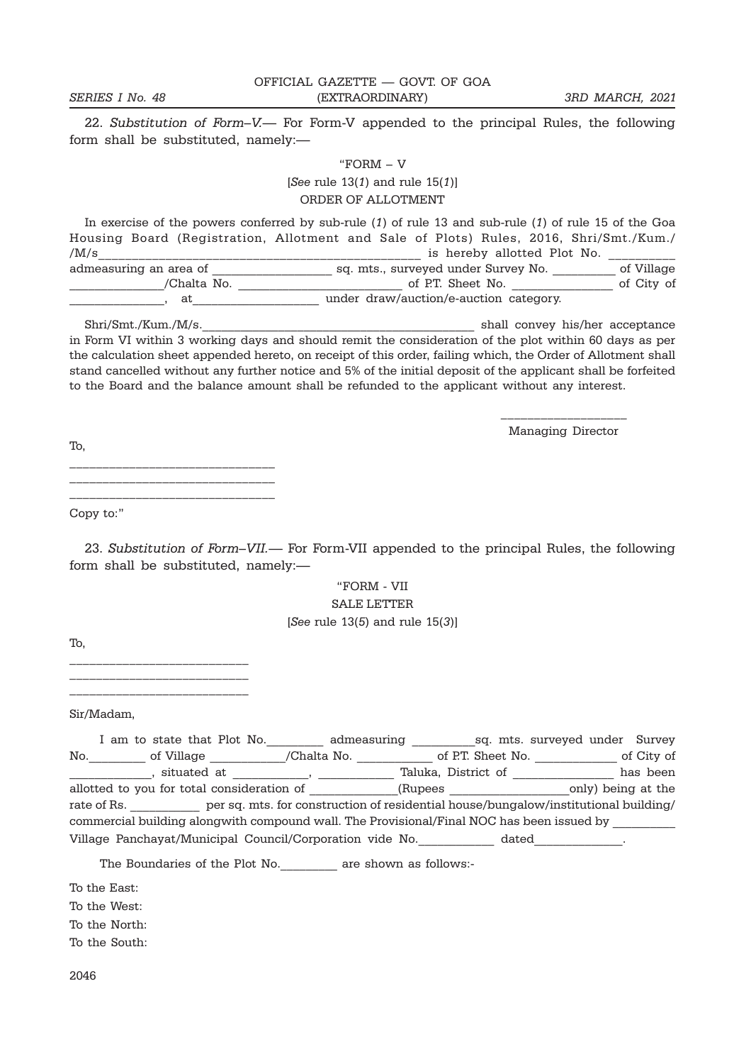22. *Substitution of Form–V.*— For Form-V appended to the principal Rules, the following form shall be substituted, namely:—

"FORM – V

[*See* rule 13(*1*) and rule 15(*1*)]

ORDER OF ALLOTMENT

In exercise of the powers conferred by sub-rule (*1*) of rule 13 and sub-rule (*1*) of rule 15 of the Goa Housing Board (Registration, Allotment and Sale of Plots) Rules, 2016, Shri/Smt./Kum./ /M/s_______________________________________________ is hereby allotted Plot No. __________ admeasuring an area of __________________ sq. mts., surveyed under Survey No. __________ of Village _______________/Chalta No. _________________________ of P.T. Sheet No. _______________ of City of _______________, at___________________ under draw/auction/e-auction category.

Shri/Smt./Kum./M/s.___________________________________________ shall convey his/her acceptance in Form VI within 3 working days and should remit the consideration of the plot within 60 days as per the calculation sheet appended hereto, on receipt of this order, failing which, the Order of Allotment shall stand cancelled without any further notice and 5% of the initial deposit of the applicant shall be forfeited to the Board and the balance amount shall be refunded to the applicant without any interest.

___________________

Managing Director

To,

______________________________

______________________________

______________________________

Copy to:"

23. *Substitution of Form–VII.*— For Form-VII appended to the principal Rules, the following form shall be substituted, namely:—

"FORM - VII

SALE LETTER

[*See* rule 13(*5*) and rule 15(*3*)]

To,

___________________________

___________________________

___________________________

Sir/Madam,

I am to state that Plot No._________ admeasuring __________sq. mts. surveyed under Survey No._________ of Village ____________/Chalta No. ____________ of P.T. Sheet No. _____________ of City of _____________, situated at ____________, ____________ Taluka, District of ________________ has been allotted to you for total consideration of ______________(Rupees ___________________only) being at the rate of Rs. ___________ per sq. mts. for construction of residential house/bungalow/institutional building/ commercial building alongwith compound wall. The Provisional/Final NOC has been issued by __________ Village Panchayat/Municipal Council/Corporation vide No.____________ dated______________.

The Boundaries of the Plot No._________ are shown as follows:-

To the East:

To the West:

To the North:

To the South: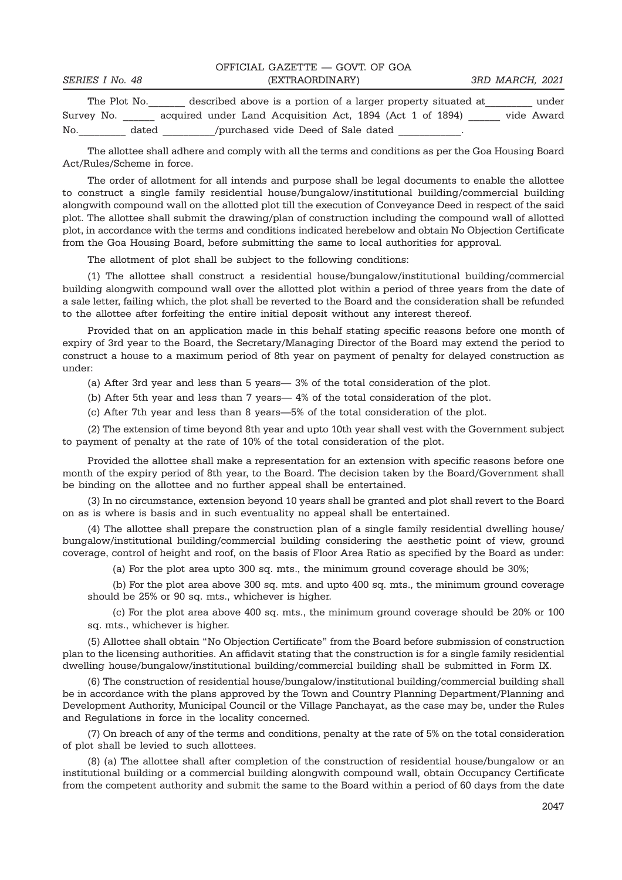The Plot No.\_\_\_\_\_\_\_ described above is a portion of a larger property situated at\_\_\_\_\_\_\_\_\_ under Survey No. \_\_\_\_\_\_ acquired under Land Acquisition Act, 1894 (Act 1 of 1894) \_\_\_\_\_\_ vide Award No.\_\_\_\_\_\_\_\_\_ dated \_\_\_\_\_\_\_\_\_\_/purchased vide Deed of Sale dated \_\_\_\_\_\_\_\_\_\_\_\_.

The allottee shall adhere and comply with all the terms and conditions as per the Goa Housing Board Act/Rules/Scheme in force.

The order of allotment for all intends and purpose shall be legal documents to enable the allottee to construct a single family residential house/bungalow/institutional building/commercial building alongwith compound wall on the allotted plot till the execution of Conveyance Deed in respect of the said plot. The allottee shall submit the drawing/plan of construction including the compound wall of allotted plot, in accordance with the terms and conditions indicated herebelow and obtain No Objection Certificate from the Goa Housing Board, before submitting the same to local authorities for approval.

The allotment of plot shall be subject to the following conditions:

(1) The allottee shall construct a residential house/bungalow/institutional building/commercial building alongwith compound wall over the allotted plot within a period of three years from the date of a sale letter, failing which, the plot shall be reverted to the Board and the consideration shall be refunded to the allottee after forfeiting the entire initial deposit without any interest thereof.

Provided that on an application made in this behalf stating specific reasons before one month of expiry of 3rd year to the Board, the Secretary/Managing Director of the Board may extend the period to construct a house to a maximum period of 8th year on payment of penalty for delayed construction as under:

(a) After 3rd year and less than 5 years— 3% of the total consideration of the plot.

(b) After 5th year and less than 7 years— 4% of the total consideration of the plot.

(c) After 7th year and less than 8 years—5% of the total consideration of the plot.

(2) The extension of time beyond 8th year and upto 10th year shall vest with the Government subject to payment of penalty at the rate of 10% of the total consideration of the plot.

Provided the allottee shall make a representation for an extension with specific reasons before one month of the expiry period of 8th year, to the Board. The decision taken by the Board/Government shall be binding on the allottee and no further appeal shall be entertained.

(3) In no circumstance, extension beyond 10 years shall be granted and plot shall revert to the Board on as is where is basis and in such eventuality no appeal shall be entertained.

(4) The allottee shall prepare the construction plan of a single family residential dwelling house/ bungalow/institutional building/commercial building considering the aesthetic point of view, ground coverage, control of height and roof, on the basis of Floor Area Ratio as specified by the Board as under:

(a) For the plot area upto 300 sq. mts., the minimum ground coverage should be 30%;

(b) For the plot area above 300 sq. mts. and upto 400 sq. mts., the minimum ground coverage should be 25% or 90 sq. mts., whichever is higher.

(c) For the plot area above 400 sq. mts., the minimum ground coverage should be 20% or 100 sq. mts., whichever is higher.

(5) Allottee shall obtain "No Objection Certificate" from the Board before submission of construction plan to the licensing authorities. An affidavit stating that the construction is for a single family residential dwelling house/bungalow/institutional building/commercial building shall be submitted in Form IX.

(6) The construction of residential house/bungalow/institutional building/commercial building shall be in accordance with the plans approved by the Town and Country Planning Department/Planning and Development Authority, Municipal Council or the Village Panchayat, as the case may be, under the Rules and Regulations in force in the locality concerned.

(7) On breach of any of the terms and conditions, penalty at the rate of 5% on the total consideration of plot shall be levied to such allottees.

(8) (a) The allottee shall after completion of the construction of residential house/bungalow or an institutional building or a commercial building alongwith compound wall, obtain Occupancy Certificate from the competent authority and submit the same to the Board within a period of 60 days from the date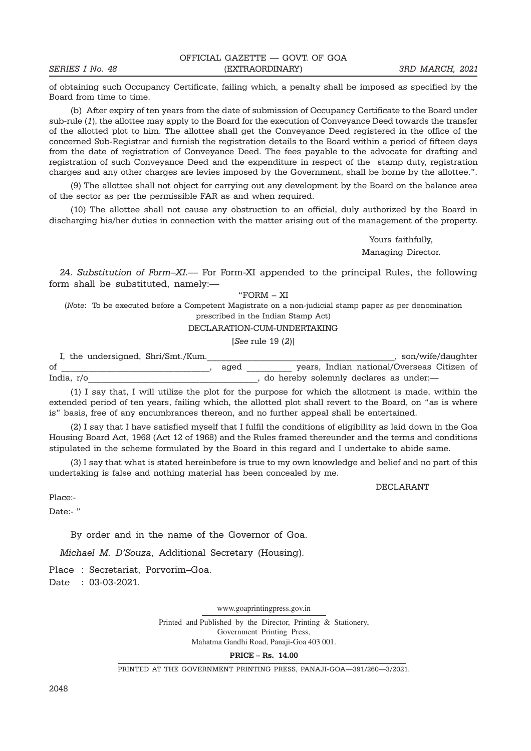of obtaining such Occupancy Certificate, failing which, a penalty shall be imposed as specified by the Board from time to time.

(b) After expiry of ten years from the date of submission of Occupancy Certificate to the Board under sub-rule (*1*), the allottee may apply to the Board for the execution of Conveyance Deed towards the transfer of the allotted plot to him. The allottee shall get the Conveyance Deed registered in the office of the concerned Sub-Registrar and furnish the registration details to the Board within a period of fifteen days from the date of registration of Conveyance Deed. The fees payable to the advocate for drafting and registration of such Conveyance Deed and the expenditure in respect of the stamp duty, registration charges and any other charges are levies imposed by the Government, shall be borne by the allottee.".

(9) The allottee shall not object for carrying out any development by the Board on the balance area of the sector as per the permissible FAR as and when required.

(10) The allottee shall not cause any obstruction to an official, duly authorized by the Board in discharging his/her duties in connection with the matter arising out of the management of the property.

Yours faithfully,
Managing Director.

24. *Substitution of Form–XI.*— For Form-XI appended to the principal Rules, the following form shall be substituted, namely:—

"FORM – XI

(*Note*: To be executed before a Competent Magistrate on a non-judicial stamp paper as per denomination prescribed in the Indian Stamp Act)

DECLARATION-CUM-UNDERTAKING

[*See* rule 19 (*2*)]

I, the undersigned, Shri/Smt./Kum.__________________________________________, son/wife/daughter of _______________________________, aged __________ years, Indian national/Overseas Citizen of India, r/o_____________________________________, do hereby solemnly declares as under:—

(1) I say that, I will utilize the plot for the purpose for which the allotment is made, within the extended period of ten years, failing which, the allotted plot shall revert to the Board, on "as is where is" basis, free of any encumbrances thereon, and no further appeal shall be entertained.

(2) I say that I have satisfied myself that I fulfil the conditions of eligibility as laid down in the Goa Housing Board Act, 1968 (Act 12 of 1968) and the Rules framed thereunder and the terms and conditions stipulated in the scheme formulated by the Board in this regard and I undertake to abide same.

(3) I say that what is stated hereinbefore is true to my own knowledge and belief and no part of this undertaking is false and nothing material has been concealed by me.

DECLARANT

Place:-

Date:- "

By order and in the name of the Governor of Goa.

*Michael M. D'Souza*, Additional Secretary (Housing).

Place : Secretariat, Porvorim–Goa.

Date : 03-03-2021.

www.goaprintingpress.gov.in

Printed and Published by the Director, Printing & Stationery, Government Printing Press, Mahatma Gandhi Road, Panaji-Goa 403 001.

**PRICE – Rs. 14.00**

PRINTED AT THE GOVERNMENT PRINTING PRESS, PANAJI-GOA—391/260—3/2021.